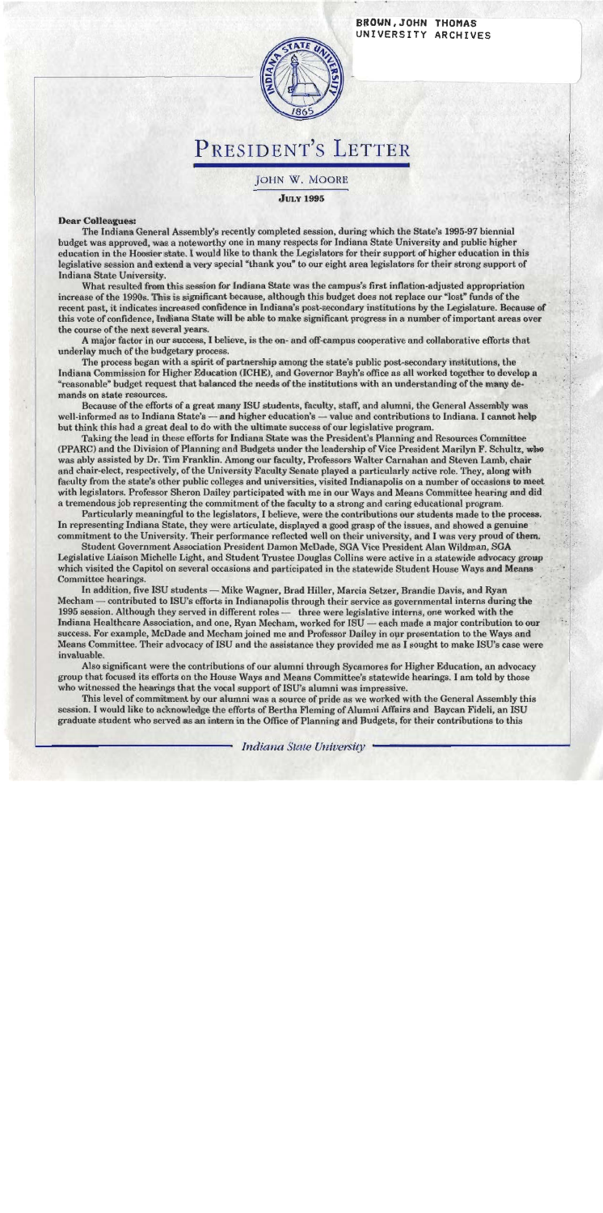BROWN, JOHN THOMAS
UNIVERSITY ARCHIVES

# PRESIDENT'S LETTER

JOHN W. MOORE

**JULY 1995**

**Dear Colleagues:**

The Indiana General Assembly's recently completed session, during which the State's 1995-97 biennial budget was approved, was a noteworthy one in many respects for Indiana State University and public higher education in the Hoosier state. I would like to thank the Legislators for their support of higher education in this legislative session and extend a very special "thank you" to our eight area legislators for their strong support of Indiana State University.

What resulted from this session for Indiana State was the campus's first inflation-adjusted appropriation increase of the 1990s. This is significant because, although this budget does not replace our "lost" funds of the recent past, it indicates increased confidence in Indiana's post-secondary institutions by the Legislature. Because of this vote of confidence, Indiana State will be able to make significant progress in a number of important areas over the course of the next several years.

A major factor in our success, I believe, is the on- and off-campus cooperative and collaborative efforts that underlay much of the budgetary process.

The process began with a spirit of partnership among the state's public post-secondary institutions, the Indiana Commission for Higher Education (ICHE), and Governor Bayh's office as all worked together to develop a "reasonable" budget request that balanced the needs of the institutions with an understanding of the many demands on state resources.

Because of the efforts of a great many ISU students, faculty, staff, and alumni, the General Assembly was well-informed as to Indiana State's — and higher education's — value and contributions to Indiana. I cannot help but think this had a great deal to do with the ultimate success of our legislative program.

Taking the lead in these efforts for Indiana State was the President's Planning and Resources Committee (PPARC) and the Division of Planning and Budgets under the leadership of Vice President Marilyn F. Schultz, who was ably assisted by Dr. Tim Franklin. Among our faculty, Professors Walter Carnahan and Steven Lamb, chair and chair-elect, respectively, of the University Faculty Senate played a particularly active role. They, along with faculty from the state's other public colleges and universities, visited Indianapolis on a number of occasions to meet with legislators. Professor Sheron Dailey participated with me in our Ways and Means Committee hearing and did a tremendous job representing the commitment of the faculty to a strong and caring educational program.

Particularly meaningful to the legislators, I believe, were the contributions our students made to the process. In representing Indiana State, they were articulate, displayed a good grasp of the issues, and showed a genuine commitment to the University. Their performance reflected well on their university, and I was very proud of them.

Student Government Association President Damon McDade, SGA Vice President Alan Wildman, SGA Legislative Liaison Michelle Light, and Student Trustee Douglas Collins were active in a statewide advocacy group which visited the Capitol on several occasions and participated in the statewide Student House Ways and Means Committee hearings.

In addition, five ISU students — Mike Wagner, Brad Hiller, Marcia Setzer, Brandie Davis, and Ryan Mecham — contributed to ISU's efforts in Indianapolis through their service as governmental interns during the 1995 session. Although they served in different roles — three were legislative interns, one worked with the Indiana Healthcare Association, and one, Ryan Mecham, worked for ISU — each made a major contribution to our success. For example, McDade and Mecham joined me and Professor Dailey in our presentation to the Ways and Means Committee. Their advocacy of ISU and the assistance they provided me as I sought to make ISU's case were invaluable.

Also significant were the contributions of our alumni through Sycamores for Higher Education, an advocacy group that focused its efforts on the House Ways and Means Committee's statewide hearings. I am told by those who witnessed the hearings that the vocal support of ISU's alumni was impressive.

This level of commitment by our alumni was a source of pride as we worked with the General Assembly this session. I would like to acknowledge the efforts of Bertha Fleming of Alumni Affairs and Baycan Fideli, an ISU graduate student who served as an intern in the Office of Planning and Budgets, for their contributions to this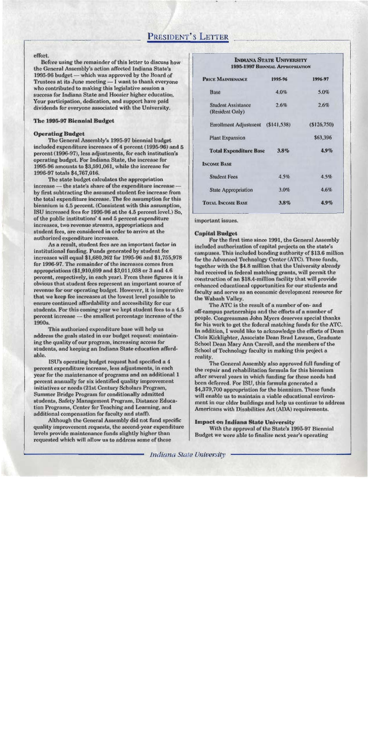effort.

Before using the remainder of this letter to discuss how the General Assembly's action affected Indiana State's 1995-96 budget — which was approved by the Board of Trustees at its June meeting — I want to thank everyone who contributed to making this legislative session a success for Indiana State and Hoosier higher education. Your participation, dedication, and support have paid dividends for everyone associated with the University.

### The 1995-97 Biennial Budget

#### Operating Budget

The General Assembly's 1995-97 biennial budget included expenditure increases of 4 percent (1995-96) and 5 percent (1996-97), less adjustments, for each institution's operating budget. For Indiana State, the increase for 1995-96 amounts to $3,591,061, while the increase for 1996-97 totals $4,767,016.

The state budget calculates the appropriation increase — the state's share of the expenditure increase — by first subtracting the assumed student fee increase from the total expenditure increase. The fee assumption for this biennium is 4.5 percent. (Consistent with this assumption, ISU increased fees for 1995-96 at the 4.5 percent level.) So, of the public institutions' 4 and 5 percent expenditure increases, two revenue streams, appropriations and student fees, are considered in order to arrive at the authorized expenditure increases.

As a result, student fees are an important factor in institutional funding. Funds generated by student fee increases will equal $1,680,362 for 1995-96 and $1,755,978 for 1996-97. The remainder of the increases comes from appropriations ($1,910,699 and $3,011,038 or 3 and 4.6 percent, respectively, in each year). From these figures it is obvious that student fees represent an important source of revenue for our operating budget. However, it is imperative that we keep fee increases at the lowest level possible to ensure continued affordability and accessibility for our students. For this coming year we kept student fees to a 4.5 percent increase — the smallest percentage increase of the 1990s.

This authorized expenditure base will help us address the goals stated in our budget request: maintaining the quality of our program, increasing access for students, and keeping an Indiana State education affordable.

ISU's operating budget request had specified a 4 percent expenditure increase, less adjustments, in each year for the maintenance of programs and an additional 1 percent annually for six identified quality improvement initiatives or needs (21st Century Scholars Program, Summer Bridge Program for conditionally admitted students, Safety Management Program, Distance Education Programs, Center for Teaching and Learning, and additional compensation for faculty and staff).

Although the General Assembly did not fund specific quality improvement requests, the second-year expenditure levels provide maintenance funds slightly higher than requested which will allow us to address some of these important issues.

**Indiana State University**
**1995-1997 Biennial Appropriation**

| Price Maintenance | 1995-96 | 1996-97 |
|---|---|---|
| Base | 4.0% | 5.0% |
| Student Assistance (Resident Only) | 2.6% | 2.6% |
| Enrollment Adjustment | ($141,538) | ($126,750) |
| Plant Expansion | | $63,396 |
| **Total Expenditure Base** | **3.8%** | **4.9%** |
| **Income Base** | | |
| Student Fees | 4.5% | 4.5% |
| State Appropriation | 3.0% | 4.6% |
| **Total Income Base** | **3.8%** | **4.9%** |

#### Capital Budget

For the first time since 1991, the General Assembly included authorization of capital projects on the state's campuses. This included bonding authority of $13.6 million for the Advanced Technology Center (ATC). These funds, together with the $4.8 million that the University already had received in federal matching grants, will permit the construction of an $18.4-million facility that will provide enhanced educational opportunities for our students and faculty and serve as an economic development resource for the Wabash Valley.

The ATC is the result of a number of on- and off-campus partnerships and the efforts of a number of people. Congressman John Myers deserves special thanks for his work to get the federal matching funds for the ATC. In addition, I would like to acknowledge the efforts of Dean Clois Kicklighter, Associate Dean Brad Lawson, Graduate School Dean Mary Ann Carroll, and the members of the School of Technology faculty in making this project a reality.

The General Assembly also approved full funding of the repair and rehabilitation formula for this biennium after several years in which funding for these needs had been deferred. For ISU, this formula generated a $4,379,700 appropriation for the biennium. These funds will enable us to maintain a viable educational environment in our older buildings and help us continue to address Americans with Disabilities Act (ADA) requirements.

#### Impact on Indiana State University

With the approval of the State's 1995-97 Biennial Budget we were able to finalize next year's operating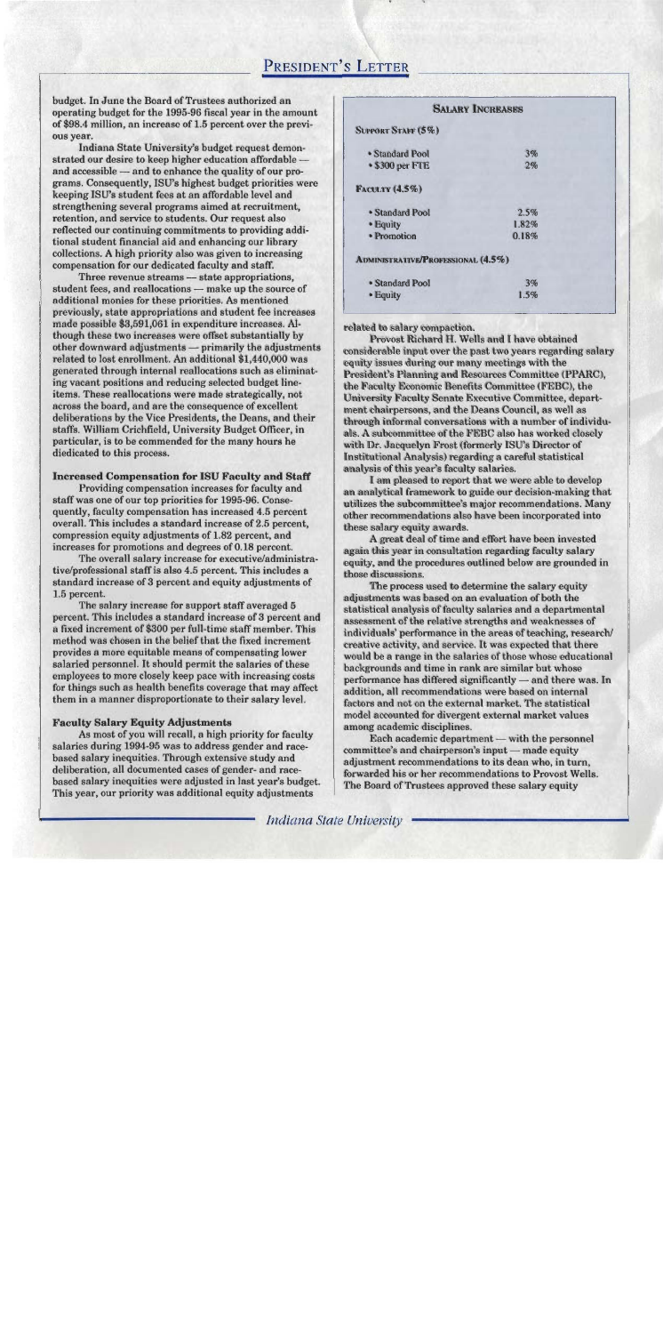budget. In June the Board of Trustees authorized an operating budget for the 1995-96 fiscal year in the amount of $98.4 million, an increase of 1.5 percent over the previous year.

Indiana State University's budget request demonstrated our desire to keep higher education affordable — and accessible — and to enhance the quality of our programs. Consequently, ISU's highest budget priorities were keeping ISU's student fees at an affordable level and strengthening several programs aimed at recruitment, retention, and service to students. Our request also reflected our continuing commitments to providing additional student financial aid and enhancing our library collections. A high priority also was given to increasing compensation for our dedicated faculty and staff.

Three revenue streams — state appropriations, student fees, and reallocations — make up the source of additional monies for these priorities. As mentioned previously, state appropriations and student fee increases made possible $3,591,061 in expenditure increases. Although these two increases were offset substantially by other downward adjustments — primarily the adjustments related to lost enrollment. An additional $1,440,000 was generated through internal reallocations such as eliminating vacant positions and reducing selected budget line-items. These reallocations were made strategically, not across the board, and are the consequence of excellent deliberations by the Vice Presidents, the Deans, and their staffs. William Crichfield, University Budget Officer, in particular, is to be commended for the many hours he diedicated to this process.

### Increased Compensation for ISU Faculty and Staff

Providing compensation increases for faculty and staff was one of our top priorities for 1995-96. Consequently, faculty compensation has increased 4.5 percent overall. This includes a standard increase of 2.5 percent, compression equity adjustments of 1.82 percent, and increases for promotions and degrees of 0.18 percent.

The overall salary increase for executive/administrative/professional staff is also 4.5 percent. This includes a standard increase of 3 percent and equity adjustments of 1.5 percent.

The salary increase for support staff averaged 5 percent. This includes a standard increase of 3 percent and a fixed increment of $300 per full-time staff member. This method was chosen in the belief that the fixed increment provides a more equitable means of compensating lower salaried personnel. It should permit the salaries of these employees to more closely keep pace with increasing costs for things such as health benefits coverage that may affect them in a manner disproportionate to their salary level.

### Faculty Salary Equity Adjustments

As most of you will recall, a high priority for faculty salaries during 1994-95 was to address gender and race-based salary inequities. Through extensive study and deliberation, all documented cases of gender- and race-based salary inequities were adjusted in last year's budget. This year, our priority was additional equity adjustments related to salary compaction.

| Salary Increases | |
|---|---|
| **Support Staff (5%)** | |
| • Standard Pool | 3% |
| • $300 per FTE | 2% |
| **Faculty (4.5%)** | |
| • Standard Pool | 2.5% |
| • Equity | 1.82% |
| • Promotion | 0.18% |
| **Administrative/Professional (4.5%)** | |
| • Standard Pool | 3% |
| • Equity | 1.5% |

Provost Richard H. Wells and I have obtained considerable input over the past two years regarding salary equity issues during our many meetings with the President's Planning and Resources Committee (PPARC), the Faculty Economic Benefits Committee (FEBC), the University Faculty Senate Executive Committee, department chairpersons, and the Deans Council, as well as through informal conversations with a number of individuals. A subcommittee of the FEBC also has worked closely with Dr. Jacquelyn Frost (formerly ISU's Director of Institutional Analysis) regarding a careful statistical analysis of this year's faculty salaries.

I am pleased to report that we were able to develop an analytical framework to guide our decision-making that utilizes the subcommittee's major recommendations. Many other recommendations also have been incorporated into these salary equity awards.

A great deal of time and effort have been invested again this year in consultation regarding faculty salary equity, and the procedures outlined below are grounded in those discussions.

The process used to determine the salary equity adjustments was based on an evaluation of both the statistical analysis of faculty salaries and a departmental assessment of the relative strengths and weaknesses of individuals' performance in the areas of teaching, research/creative activity, and service. It was expected that there would be a range in the salaries of those whose educational backgrounds and time in rank are similar but whose performance has differed significantly — and there was. In addition, all recommendations were based on internal factors and not on the external market. The statistical model accounted for divergent external market values among academic disciplines.

Each academic department — with the personnel committee's and chairperson's input — made equity adjustment recommendations to its dean who, in turn, forwarded his or her recommendations to Provost Wells. The Board of Trustees approved these salary equity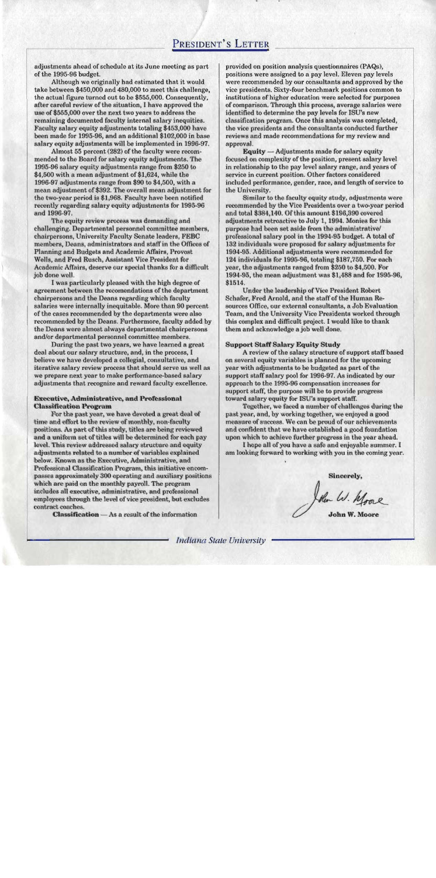adjustments ahead of schedule at its June meeting as part of the 1995-96 budget.

Although we originally had estimated that it would take between $450,000 and 480,000 to meet this challenge, the actual figure turned out to be $555,000. Consequently, after careful review of the situation, I have approved the use of $555,000 over the next two years to address the remaining documented faculty internal salary inequities. Faculty salary equity adjustments totaling $453,000 have been made for 1995-96, and an additional $102,000 in base salary equity adjustments will be implemented in 1996-97.

Almost 55 percent (282) of the faculty were recommended to the Board for salary equity adjustments. The 1995-96 salary equity adjustments range from $250 to $4,500 with a mean adjustment of $1,624, while the 1996-97 adjustments range from $90 to $4,500, with a mean adjustment of $392. The overall mean adjustment for the two-year period is $1,968. Faculty have been notified recently regarding salary equity adjustments for 1995-96 and 1996-97.

The equity review process was demanding and challenging. Departmental personnel committee members, chairpersons, University Faculty Senate leaders, FEBC members, Deans, administrators and staff in the Offices of Planning and Budgets and Academic Affairs, Provost Wells, and Fred Rusch, Assistant Vice President for Academic Affairs, deserve our special thanks for a difficult job done well.

I was particularly pleased with the high degree of agreement between the recomendations of the department chairpersons and the Deans regarding which faculty salaries were internally inequitable. More than 90 percent of the cases recommended by the departments were also recommended by the Deans. Furthermore, faculty added by the Deans were almost always departmental chairpersons and/or departmental personnel committee members.

During the past two years, we have learned a great deal about our salary structure, and, in the process, I believe we have developed a collegial, consultative, and iterative salary review process that should serve us well as we prepare next year to make performance-based salary adjustments that recognize and reward faculty excellence.

### Executive, Administrative, and Professional Classification Program

For the past year, we have devoted a great deal of time and effort to the review of monthly, non-faculty positions. As part of this study, titles are being reviewed and a uniform set of titles will be determined for each pay level. This review addressed salary structure and equity adjustments related to a number of variables explained below. Known as the Executive, Administrative, and Professional Classification Program, this initiative encompasses approximately 300 operating and auxiliary positions which are paid on the monthly payroll. The program includes all executive, administrative, and professional employees through the level of vice president, but excludes contract coaches.

**Classification** — As a result of the information provided on position analysis questionnaires (PAQs), positions were assigned to a pay level. Eleven pay levels were recommended by our consultants and approved by the vice presidents. Sixty-four benchmark positions common to institutions of higher education were selected for purposes of comparison. Through this process, average salaries were identified to determine the pay levels for ISU's new classification program. Once this analysis was completed, the vice presidents and the consultants conducted further reviews and made recommendations for my review and approval.

**Equity** — Adjustments made for salary equity focused on complexity of the position, present salary level in relationship to the pay level salary range, and years of service in current position. Other factors considered included performance, gender, race, and length of service to the University.

Similar to the faculty equity study, adjustments were recommended by the Vice Presidents over a two-year period and total $384,140. Of this amount $196,390 covered adjustments retroactive to July 1, 1994. Monies for this purpose had been set aside from the administrative/professional salary pool in the 1994-95 budget. A total of 132 individuals were proposed for salary adjustments for 1994-95. Additional adjustments were recommended for 124 individuals for 1995-96, totaling $187,750. For each year, the adjustments ranged from $250 to $4,500. For 1994-95, the mean adjustment was $1,488 and for 1995-96, $1514.

Under the leadership of Vice President Robert Schafer, Fred Arnold, and the staff of the Human Resources Office, our external consultants, a Job Evaluation Team, and the University Vice Presidents worked through this complex and difficult project. I would like to thank them and acknowledge a job well done.

### Support Staff Salary Equity Study

A review of the salary structure of support staff based on several equity variables is planned for the upcoming year with adjustments to be budgeted as part of the support staff salary pool for 1996-97. As indicated by our approach to the 1995-96 compensation increases for support staff, the purpose will be to provide progress toward salary equity for ISU's support staff.

Together, we faced a number of challenges during the past year, and, by working together, we enjoyed a good measure of success. We can be proud of our achievements and confident that we have established a good foundation upon which to achieve further progress in the year ahead.

I hope all of you have a safe and enjoyable summer. I am looking forward to working with you in the coming year.

Sincerely,

John W. Moore

**John W. Moore**